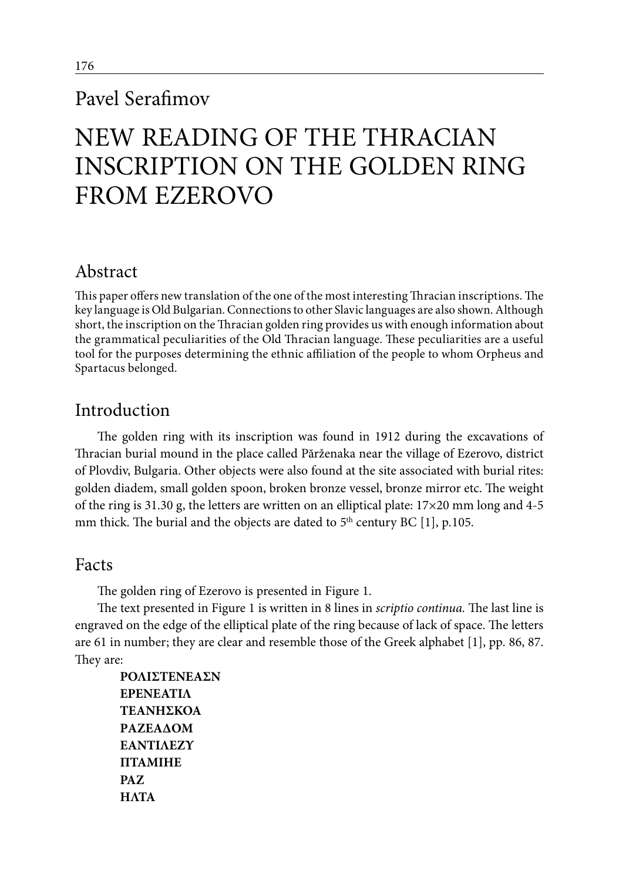Pavel Serafimov

# NEW READING OF THE THRACIAN INSCRIPTION ON THE GOLDEN RING FROM EZEROVO

## Abstract

This paper offers new translation of the one of the most interesting Thracian inscriptions. The key language is Old Bulgarian. Connections to other Slavic languages are also shown. Although short, the inscription on the Thracian golden ring provides us with enough information about the grammatical peculiarities of the Old Thracian language. These peculiarities are a useful tool for the purposes determining the ethnic affiliation of the people to whom Orpheus and Spartacus belonged.

## Introduction

The golden ring with its inscription was found in 1912 during the excavations of Thracian burial mound in the place called Părženaka near the village of Ezerovo, district of Plovdiv, Bulgaria. Other objects were also found at the site associated with burial rites: golden diadem, small golden spoon, broken bronze vessel, bronze mirror etc. The weight of the ring is 31.30 g, the letters are written on an elliptical plate: 17×20 mm long and 4-5 mm thick. The burial and the objects are dated to 5th century BC [1], p.105.

## Facts

The golden ring of Ezerovo is presented in Figure 1.

The text presented in Figure 1 is written in 8 lines in *scriptio continua.* The last line is engraved on the edge of the elliptical plate of the ring because of lack of space. The letters are 61 in number; they are clear and resemble those of the Greek alphabet [1], pp. 86, 87. They are:

**ΡΟΛΙΣΤΕΝΕΑΣΝ**
**ΕΡΕΝΕΑΤΙΛ**
**ΤΕΑΝΗΣΚΟΑ**
**ΡΑΖΕΑΔΟΜ**
**ΕΑΝΤΙΛΕΖΥ**
**ΠΤΑΜΙΗΕ**
**ΡΑΖ**
**ΗΛΤΑ**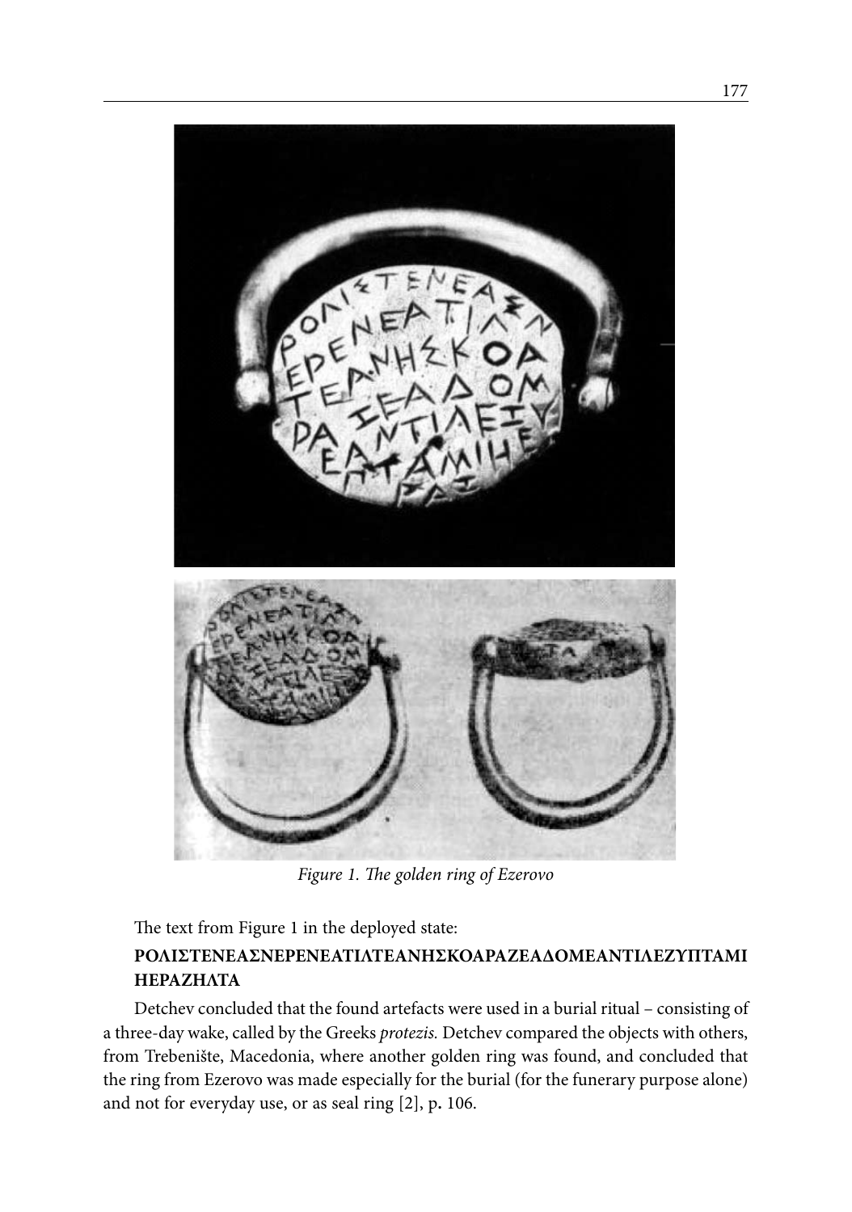*Figure 1. The golden ring of Ezerovo*

The text from Figure 1 in the deployed state:

**ΡΟΛΙΣΤΕΝΕΑΣΝΕΡΕΝΕΑΤΙΛΤΕΑΝΗΣΚΟΑΡΑΖΕΑΔΟΜΕΑΝΤΙΛΕΖΥΠΤΑΜΙΗΕΡΑΖΗΛΤΑ**

Detchev concluded that the found artefacts were used in a burial ritual – consisting of a three-day wake, called by the Greeks *protezis.* Detchev compared the objects with others, from Trebenište, Macedonia, where another golden ring was found, and concluded that the ring from Ezerovo was made especially for the burial (for the funerary purpose alone) and not for everyday use, or as seal ring [2], p. 106.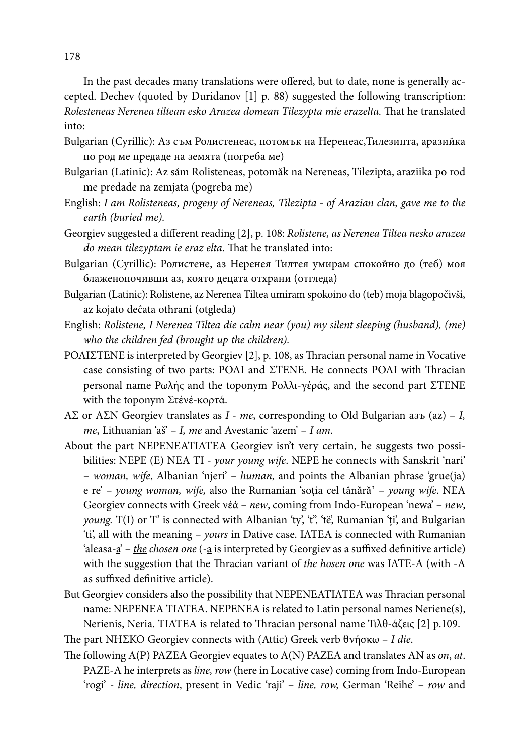In the past decades many translations were offered, but to date, none is generally accepted. Dechev (quoted by Duridanov [1] p. 88) suggested the following transcription: *Rolesteneas Nerenea tiltean esko Arazea domean Tilezypta mie erazelta.* That he translated into:

Bulgarian (Cyrillic): Аз съм Ролистенеас, потомък на Нерeнеас,Тилезипта, аразийка по род ме предаде на земята (погреба ме)

Bulgarian (Latinic): Az săm Rolisteneas, potomăk na Nereneas, Tilezipta, araziika po rod me predade na zemjata (pogreba me)

English: *I am Rolisteneas, progeny of Nereneas, Tilezipta - of Arazian clan, gave me to the earth (buried me).*

Georgiev suggested a different reading [2], p. 108: *Rolistene, as Nerenea Tiltea nesko arazea do mean tilezyptam ie eraz elta*. That he translated into:

Bulgarian (Cyrillic): Ролистене, аз Неренея Тилтея умирам спокойно до (теб) моя блаженопочивши аз, която децата отхрани (отгледа)

Bulgarian (Latinic): Rolistene, az Nerenea Tiltea umiram spokoino do (teb) moja blagopočivši, az kojato deĉata othrani (otgleda)

English: *Rolistene, I Nerenea Tiltea die calm near (you) my silent sleeping (husband), (me) who the children fed (brought up the children).*

ΡΟΛΙΣΤΕΝΕ is interpreted by Georgiev [2], p. 108, as Thracian personal name in Vocative case consisting of two parts: ΡΟΛΙ and ΣΤΕΝΕ. He connects ΡΟΛΙ with Thracian personal name Ρωλής and the toponym Ρολλι-γέράς, and the second part ΣΤΕΝΕ with the toponym Στένέ-κορτά.

ΑΣ or ΑΣΝ Georgiev translates as *I - me*, corresponding to Old Bulgarian азъ (az) – *I, me*, Lithuanian 'aš' – *I, me* and Avestanic 'azem' – *I am*.

About the part ΝΕΡΕΝΕΑΤΙΛΤΕΑ Georgiev isn't very certain, he suggests two possibilities: ΝΕΡΕ (Ε) ΝΕΑ ΤΙ - *your young wife*. ΝΕΡΕ he connects with Sanskrit 'nari' – *woman, wife*, Albanian 'njeri' – *human*, and points the Albanian phrase 'grue(ja) e re' – *young woman, wife,* also the Rumanian 'soția cel tânără' – *young wife*. ΝΕΑ Georgiev connects with Greek νέά – *new*, coming from Indo-European 'newa' – *new, young.* Τ(Ι) or Τ' is connected with Albanian 'ty', 't'', 'të', Rumanian 'ți', and Bulgarian 'ti', all with the meaning – *yours* in Dative case. ΙΛΤΕΑ is connected with Rumanian 'aleasa-a' – *the chosen one* (-a is interpreted by Georgiev as a suffixed definitive article) with the suggestion that the Thracian variant of *the hosen one* was ΙΛΤΕ-Α (with -Α as suffixed definitive article).

But Georgiev considers also the possibility that ΝΕΡΕΝΕΑΤΙΛΤΕΑ was Thracian personal name: ΝΕΡΕΝΕΑ ΤΙΛΤΕΑ. ΝΕΡΕΝΕΑ is related to Latin personal names Neriene(s), Nerienis, Neria. ΤΙΛΤΕΑ is related to Thracian personal name Τιλθ-άζεις [2] p.109.

The part ΝΗΣΚΟ Georgiev connects with (Attic) Greek verb θνήσκω – *I die*.

The following Α(Ρ) ΡΑΖΕΑ Georgiev equates to Α(Ν) ΡΑΖΕΑ and translates ΑΝ as *on*, *at*. ΡΑΖΕ-Α he interprets as *line, row* (here in Locative case) coming from Indo-European 'rogi' - *line, direction*, present in Vedic 'raji' – *line, row,* German 'Reihe' – *row* and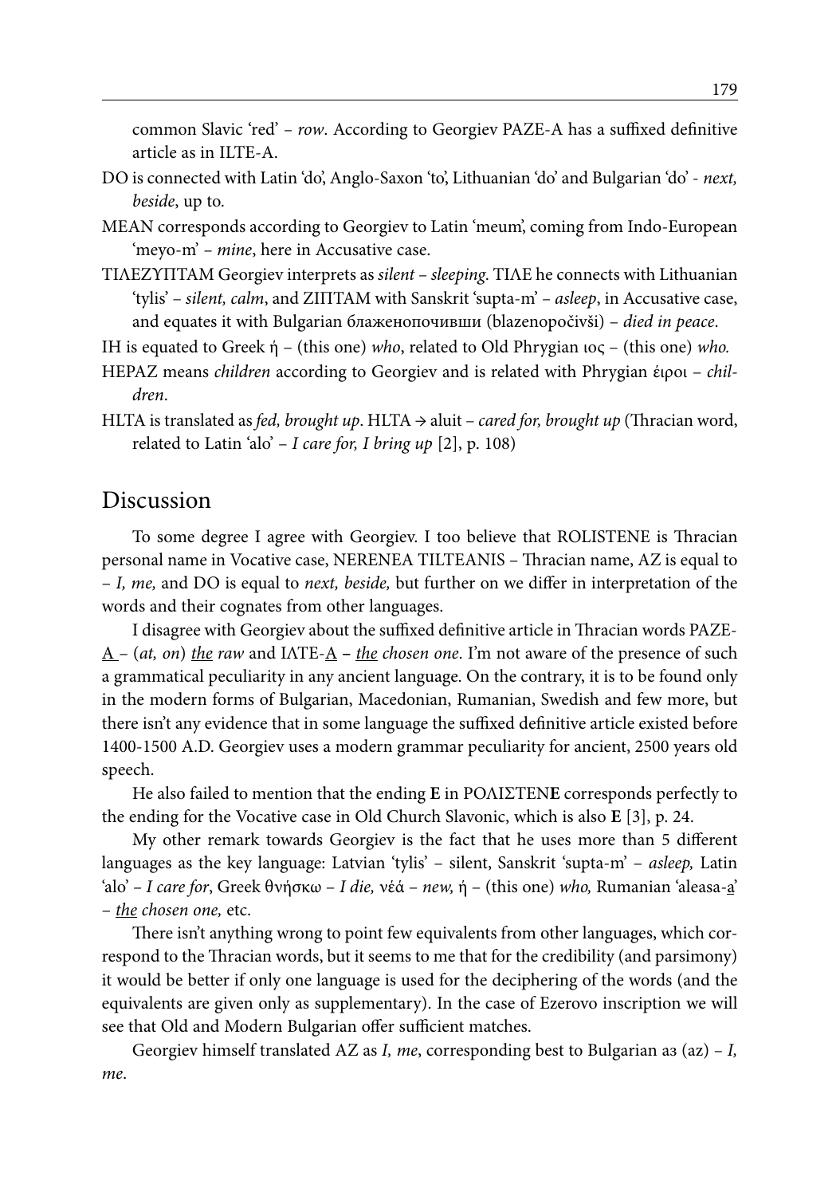common Slavic 'red' – *row*. According to Georgiev PAZE-A has a suffixed definitive article as in ILTE-A.

DO is connected with Latin 'do', Anglo-Saxon 'to', Lithuanian 'do' and Bulgarian 'do' - *next, beside*, up to.

MEAN corresponds according to Georgiev to Latin 'meum', coming from Indo-European 'meyo-m' – *mine*, here in Accusative case.

ΤΙΛΕΖΥΠΤΑΜ Georgiev interprets as *silent – sleeping*. ΤΙΛΕ he connects with Lithuanian 'tylis' – *silent, calm*, and ΖΙΠΤΑΜ with Sanskrit 'supta-m' – *asleep*, in Accusative case, and equates it with Bulgarian блаженопочивши (blazenopočivši) – *died in peace*.

IH is equated to Greek ἡ – (this one) *who*, related to Old Phrygian ιος – (this one) *who.*

HEPAZ means *children* according to Georgiev and is related with Phrygian έιροι – *children*.

HLTA is translated as *fed, brought up*. HLTA → aluit – *cared for, brought up* (Thracian word, related to Latin 'alo' – *I care for, I bring up* [2], p. 108)

## Discussion

To some degree I agree with Georgiev. I too believe that ROLISTENE is Thracian personal name in Vocative case, NERENEA TILTEANIS – Thracian name, AZ is equal to – *I, me,* and DO is equal to *next, beside,* but further on we differ in interpretation of the words and their cognates from other languages.

I disagree with Georgiev about the suffixed definitive article in Thracian words PAZE-<u>A</u> – (*at, on*) <u>*the*</u> *raw* and IΛTE-<u>A</u> – <u>*the*</u> *chosen one*. I'm not aware of the presence of such a grammatical peculiarity in any ancient language. On the contrary, it is to be found only in the modern forms of Bulgarian, Macedonian, Rumanian, Swedish and few more, but there isn't any evidence that in some language the suffixed definitive article existed before 1400-1500 A.D. Georgiev uses a modern grammar peculiarity for ancient, 2500 years old speech.

He also failed to mention that the ending **E** in ΡΟΛΙΣΤΕΝ**Ε** corresponds perfectly to the ending for the Vocative case in Old Church Slavonic, which is also **E** [3], p. 24.

My other remark towards Georgiev is the fact that he uses more than 5 different languages as the key language: Latvian 'tylis' – silent, Sanskrit 'supta-m' – *asleep,* Latin 'alo' – *I care for*, Greek θνήσκω – *I die,* νέά – *new,* ἡ – (this one) *who,* Rumanian 'aleasa-<u>a</u>' – <u>*the*</u> *chosen one,* etc.

There isn't anything wrong to point few equivalents from other languages, which correspond to the Thracian words, but it seems to me that for the credibility (and parsimony) it would be better if only one language is used for the deciphering of the words (and the equivalents are given only as supplementary). In the case of Ezerovo inscription we will see that Old and Modern Bulgarian offer sufficient matches.

Georgiev himself translated AZ as *I, me*, corresponding best to Bulgarian аз (az) – *I, me*.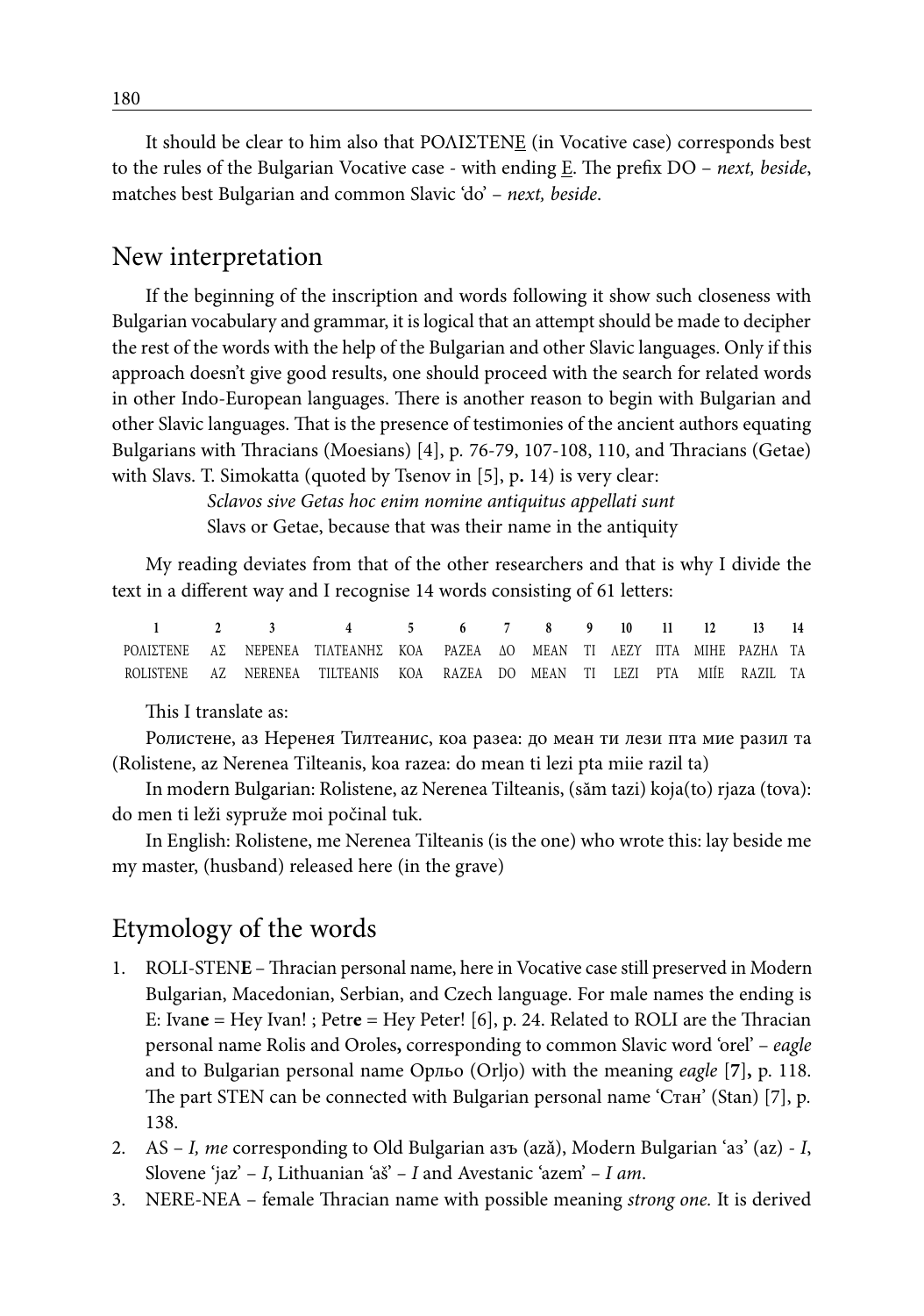It should be clear to him also that ΡΟΛΙΣΤΕΝΕ (in Vocative case) corresponds best to the rules of the Bulgarian Vocative case - with ending E. The prefix DO – *next, beside*, matches best Bulgarian and common Slavic 'do' – *next, beside*.

## New interpretation

If the beginning of the inscription and words following it show such closeness with Bulgarian vocabulary and grammar, it is logical that an attempt should be made to decipher the rest of the words with the help of the Bulgarian and other Slavic languages. Only if this approach doesn't give good results, one should proceed with the search for related words in other Indo-European languages. There is another reason to begin with Bulgarian and other Slavic languages. That is the presence of testimonies of the ancient authors equating Bulgarians with Thracians (Moesians) [4], p. 76-79, 107-108, 110, and Thracians (Getae) with Slavs. T. Simokatta (quoted by Tsenov in [5], p. 14) is very clear:

*Sclavos sive Getas hoc enim nomine antiquitus appellati sunt*
Slavs or Getae, because that was their name in the antiquity

My reading deviates from that of the other researchers and that is why I divide the text in a different way and I recognise 14 words consisting of 61 letters:

| 1 | 2 | 3 | 4 | 5 | 6 | 7 | 8 | 9 | 10 | 11 | 12 | 13 | 14 |
|---|---|---|---|---|---|---|---|---|---|---|---|---|---|
| ΡΟΛΙΣΤΕΝΕ | ΑΣ | ΝΕΡΕΝΕΑ | ΤΙΛΤΕΑΝΗΣ | ΚΟΑ | ΡΑΖΕΑ | ΔΟ | ΜΕΑΝ | ΤΙ | ΛΕΖΥ | ΠΤΑ | ΜΙΗΕ | ΡΑΖΗΛ | ΤΑ |
| ROLISTENE | AZ | NERENEA | TILTEANIS | KOA | RAZEA | DO | MEAN | TI | LEZI | PTA | MIÍE | RAZIL | TA |

This I translate as:

Ролистене, аз Неренея Тилтеанис, коа разеа: до меан ти лези пта мие разил та (Rolistene, az Nerenea Tilteanis, koa razea: do mean ti lezi pta miie razil ta)

In modern Bulgarian: Rolistene, az Nerenea Tilteanis, (săm tazi) koja(to) rjaza (tova): do men ti leži sypruže moi počinal tuk.

In English: Rolistene, me Nerenea Tilteanis (is the one) who wrote this: lay beside me my master, (husband) released here (in the grave)

## Etymology of the words

1. ROLI-STENE – Thracian personal name, here in Vocative case still preserved in Modern Bulgarian, Macedonian, Serbian, and Czech language. For male names the ending is E: Ivan**e** = Hey Ivan! ; Petr**e** = Hey Peter! [6], p. 24. Related to ROLI are the Thracian personal name Rolis and Oroles, corresponding to common Slavic word 'orel' – *eagle* and to Bulgarian personal name Орльо (Orljo) with the meaning *eagle* [7], p. 118. The part STEN can be connected with Bulgarian personal name 'Стан' (Stan) [7], p. 138.
2. AS – *I, me* corresponding to Old Bulgarian азъ (ază), Modern Bulgarian 'аз' (az) - *I*, Slovene 'jaz' – *I*, Lithuanian 'aš' – *I* and Avestanic 'azem' – *I am*.
3. NERE-NEA – female Thracian name with possible meaning *strong one*. It is derived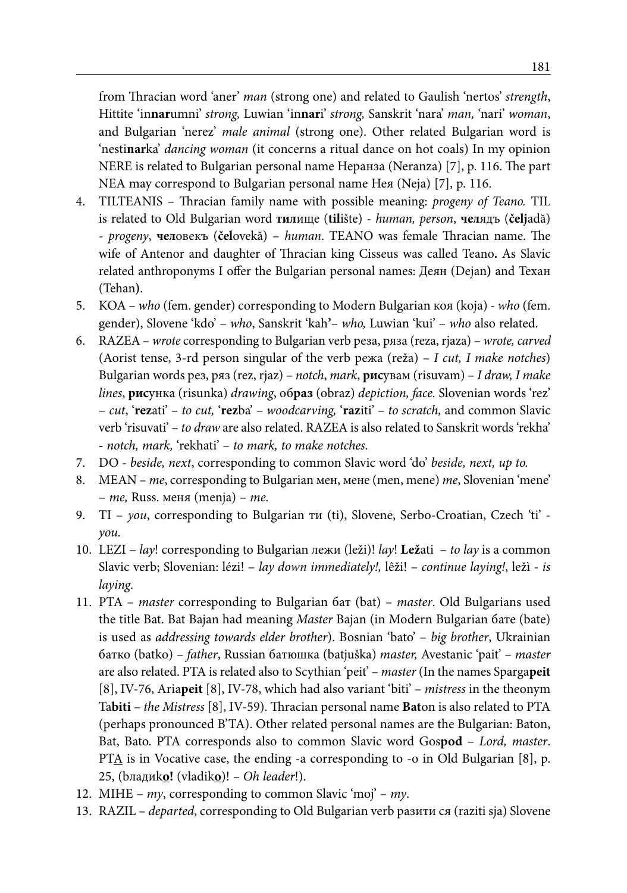from Thracian word 'aner' *man* (strong one) and related to Gaulish 'nertos' *strength*, Hittite 'in**nar**umni' *strong,* Luwian 'in**nar**i' *strong,* Sanskrit 'nara' *man,* 'nari' *woman*, and Bulgarian 'nerez' *male animal* (strong one). Other related Bulgarian word is 'nesti**nar**ka' *dancing woman* (it concerns a ritual dance on hot coals) In my opinion NERE is related to Bulgarian personal name Неранза (Neranza) [7], p. 116. The part NEA may correspond to Bulgarian personal name Нея (Neja) [7], p. 116.

4. TILTEANIS – Thracian family name with possible meaning: *progeny of Teano.* TIL is related to Old Bulgarian word **тил**ище (**til**ište) - *human, person*, **чел**ядъ (**čelj**adă) - *progeny*, **чел**овекъ (**čel**ovekă) – *human*. TEANO was female Thracian name. The wife of Antenor and daughter of Thracian king Cisseus was called Teano**.** As Slavic related anthroponyms I offer the Bulgarian personal names: Деян (Dejan**)** and Техан (Tehan**)**.
5. KOA – *who* (fem. gender) corresponding to Modern Bulgarian коя (koja) - *who* (fem. gender), Slovene 'kdo' – *who*, Sanskrit 'kah**'**– *who,* Luwian 'kui' – *who* also related.
6. RAZEA – *wrote* corresponding to Bulgarian verb реза, ряза (reza, rjaza) – *wrote, carved* (Aorist tense, 3-rd person singular of the verb режа (reža) – *I cut, I make notches*) Bulgarian words рез, ряз (rez, rjaz) – *notch*, *mark*, **рис**увам (risuvam) – *I draw, I make lines*, **рис**унка (risunka) *drawing*, об**раз** (obraz) *depiction, face.* Slovenian words 'rez' – *cut*, '**rez**ati' – *to cut,* '**rez**ba' – *woodcarving,* '**raz**iti' – *to scratch,* and common Slavic verb 'risuvati' – *to draw* are also related. RAZEA is also related to Sanskrit words 'rekha' - *notch, mark,* 'rekhati' – *to mark, to make notches.*
7. DO - *beside, next*, corresponding to common Slavic word 'do' *beside, next, up to.*
8. MEAN – *me*, corresponding to Bulgarian мен, мене (men, mene) *me*, Slovenian 'mene' – *me,* Russ. меня (menja) – *me.*
9. TI – *you*, corresponding to Bulgarian ти (ti), Slovene, Serbo-Croatian, Czech 'ti' - *you.*
10. LEZI – *lay*! corresponding to Bulgarian лежи (leži)! *lay*! **Lež**ati – *to lay* is a common Slavic verb; Slovenian: lézi! – *lay down immediately!,* lèži! – *continue laying!*, ležì - *is laying*.
11. PTA – *master* corresponding to Bulgarian бат (bat) – *master*. Old Bulgarians used the title Bat. Bat Bajan had meaning *Master* Bajan (in Modern Bulgarian бате (bate) is used as *addressing towards elder brother*). Bosnian 'bato' – *big brother*, Ukrainian батко (batko) – *father*, Russian батюшка (batjuška) *master,* Avestanic 'pait' – *master* are also related. PTA is related also to Scythian 'peit' – *master* (In the names Sparga**peit** [8], IV-76, Aria**peit** [8], IV-78, which had also variant 'biti' – *mistress* in the theonym Ta**biti** – *the Mistress* [8], IV-59). Thracian personal name **Bat**on is also related to PTA (perhaps pronounced B'TA). Other related personal names are the Bulgarian: Baton, Bat, Bato. PTA corresponds also to common Slavic word Gos**pod** – *Lord, master*. PT<u>A</u> is in Vocative case, the ending -a corresponding to -o in Old Bulgarian [8], p. 25, (владик**<u>о</u>!** (vladik**<u>o</u>**)! – *Oh leader*!).
12. MIHE – *my*, corresponding to common Slavic 'moj' – *my*.
13. RAZIL – *departed*, corresponding to Old Bulgarian verb разити ся (raziti sja) Slovene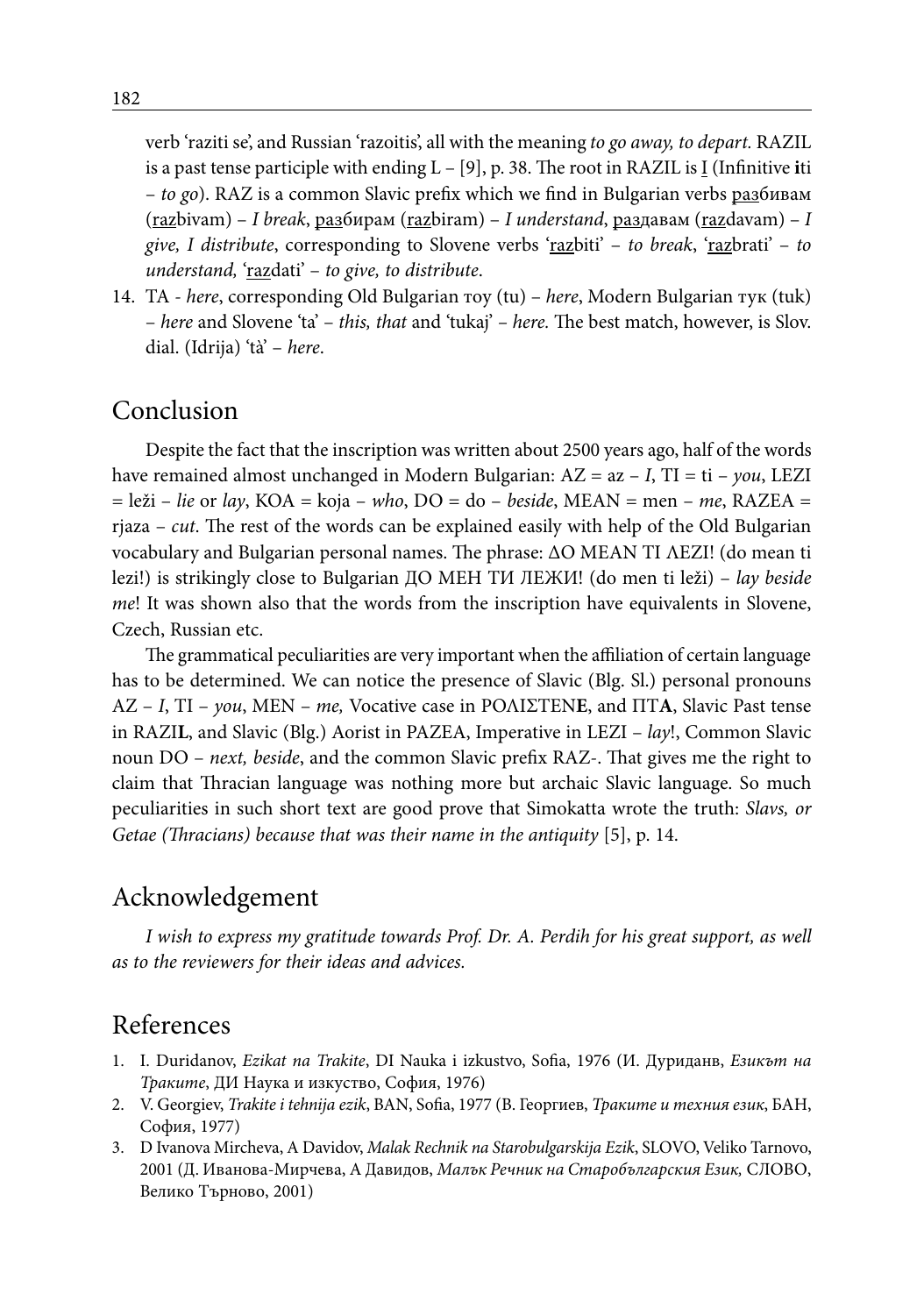verb 'raziti se', and Russian 'razoitis', all with the meaning *to go away, to depart.* RAZIL is a past tense participle with ending L – [9], p. 38. The root in RAZIL is I (Infinitive **i**ti – *to go*). RAZ is a common Slavic prefix which we find in Bulgarian verbs разбивам (razbivam) – *I break*, разбирам (razbiram) – *I understand*, раздавам (razdavam) – *I give, I distribute*, corresponding to Slovene verbs 'razbiti' – *to break*, 'razbrati' – *to understand,* 'razdati' – *to give, to distribute*.

14. TA - *here*, corresponding Old Bulgarian тоу (tu) – *here*, Modern Bulgarian тук (tuk) – *here* and Slovene 'ta' – *this, that* and 'tukaj' – *here.* The best match, however, is Slov. dial. (Idrija) 'tà' – *here*.

## Conclusion

Despite the fact that the inscription was written about 2500 years ago, half of the words have remained almost unchanged in Modern Bulgarian: AZ = az – *I*, TI = ti – *you*, LEZI = leži – *lie* or *lay*, KOA = koja – *who*, DO = do – *beside*, MEAN = men – *me*, RAZEA = rjaza – *cut*. The rest of the words can be explained easily with help of the Old Bulgarian vocabulary and Bulgarian personal names. The phrase: ΔΟ MEAN TI ΛEZI! (do mean ti lezi!) is strikingly close to Bulgarian ДО МЕН ТИ ЛЕЖИ! (do men ti leži) – *lay beside me*! It was shown also that the words from the inscription have equivalents in Slovene, Czech, Russian etc.

The grammatical peculiarities are very important when the affiliation of certain language has to be determined. We can notice the presence of Slavic (Blg. Sl.) personal pronouns AZ – *I*, TI – *you*, MEN – *me,* Vocative case in ΡΟΛΙΣΤΕΝ**Ε**, and ΠΤ**Α**, Slavic Past tense in RAZI**L**, and Slavic (Blg.) Aorist in PAZEA, Imperative in LEZI – *lay*!, Common Slavic noun DO – *next, beside*, and the common Slavic prefix RAZ-. That gives me the right to claim that Thracian language was nothing more but archaic Slavic language. So much peculiarities in such short text are good prove that Simokatta wrote the truth: *Slavs, or Getae (Thracians) because that was their name in the antiquity* [5], p. 14.

## Acknowledgement

*I wish to express my gratitude towards Prof. Dr. A. Perdih for his great support, as well as to the reviewers for their ideas and advices.*

## References

1. I. Duridanov, *Ezikat na Trakite*, DI Nauka i izkustvo, Sofia, 1976 (И. Дуриданв, *Езикът на Траките*, ДИ Наука и изкуство, София, 1976)
2. V. Georgiev, *Trakite i tehnija ezik*, BAN, Sofia, 1977 (В. Георгиев, *Траките и техния език*, БАН, София, 1977)
3. D Ivanova Mircheva, A Davidov, *Malak Rechnik na Starobulgarskija Ezik*, SLOVO, Veliko Tarnovo, 2001 (Д. Иванова-Мирчева, А Давидов, *Малък Речник на Старобългарския Език,* СЛОВО, Велико Търново, 2001)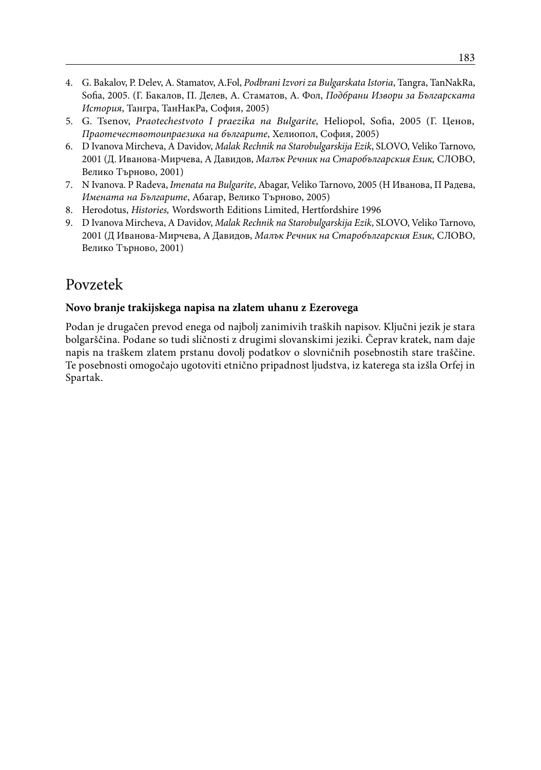4. G. Bakalov, P. Delev, A. Stamatov, A.Fol, *Podbrani Izvori za Bulgarskata Istoria*, Tangra, TanNakRa, Sofia, 2005. (Г. Бакалов, П. Делев, А. Стаматов, А. Фол, *Подбрани Извори за Българската История*, Тангра, ТанНакРа, София, 2005)
5. G. Tsenov, *Praotechestvoto I praezika na Bulgarite,* Heliopol, Sofia, 2005 (Г. Ценов, *Праотечествотоипраезика на българите*, Хелиопол, София, 2005)
6. D Ivanova Mircheva, A Davidov, *Malak Rechnik na Starobulgarskija Ezik*, SLOVO, Veliko Tarnovo, 2001 (Д. Иванова-Мирчева, А Давидов, *Малък Речник на Старобългарския Език,* СЛОВО, Велико Търново, 2001)
7. N Ivanova. P Radeva, *Imenata na Bulgarite*, Abagar, Veliko Tarnovo, 2005 (Н Иванова, П Радева, *Имената на Българите*, Абагар, Велико Търново, 2005)
8. Herodotus, *Histories,* Wordsworth Editions Limited, Hertfordshire 1996
9. D Ivanova Mircheva, A Davidov, *Malak Rechnik na Starobulgarskija Ezik*, SLOVO, Veliko Tarnovo, 2001 (Д Иванова-Мирчева, А Давидов, *Малък Речник на Старобългарския Език,* СЛОВО, Велико Търново, 2001)

# Povzetek

**Novo branje trakijskega napisa na zlatem uhanu z Ezerovega**

Podan je drugačen prevod enega od najbolj zanimivih traških napisov. Ključni jezik je stara bolgarščina. Podane so tudi sličnosti z drugimi slovanskimi jeziki. Čeprav kratek, nam daje napis na traškem zlatem prstanu dovolj podatkov o slovničnih posebnostih stare traščine. Te posebnosti omogočajo ugotoviti etnično pripadnost ljudstva, iz katerega sta izšla Orfej in Spartak.